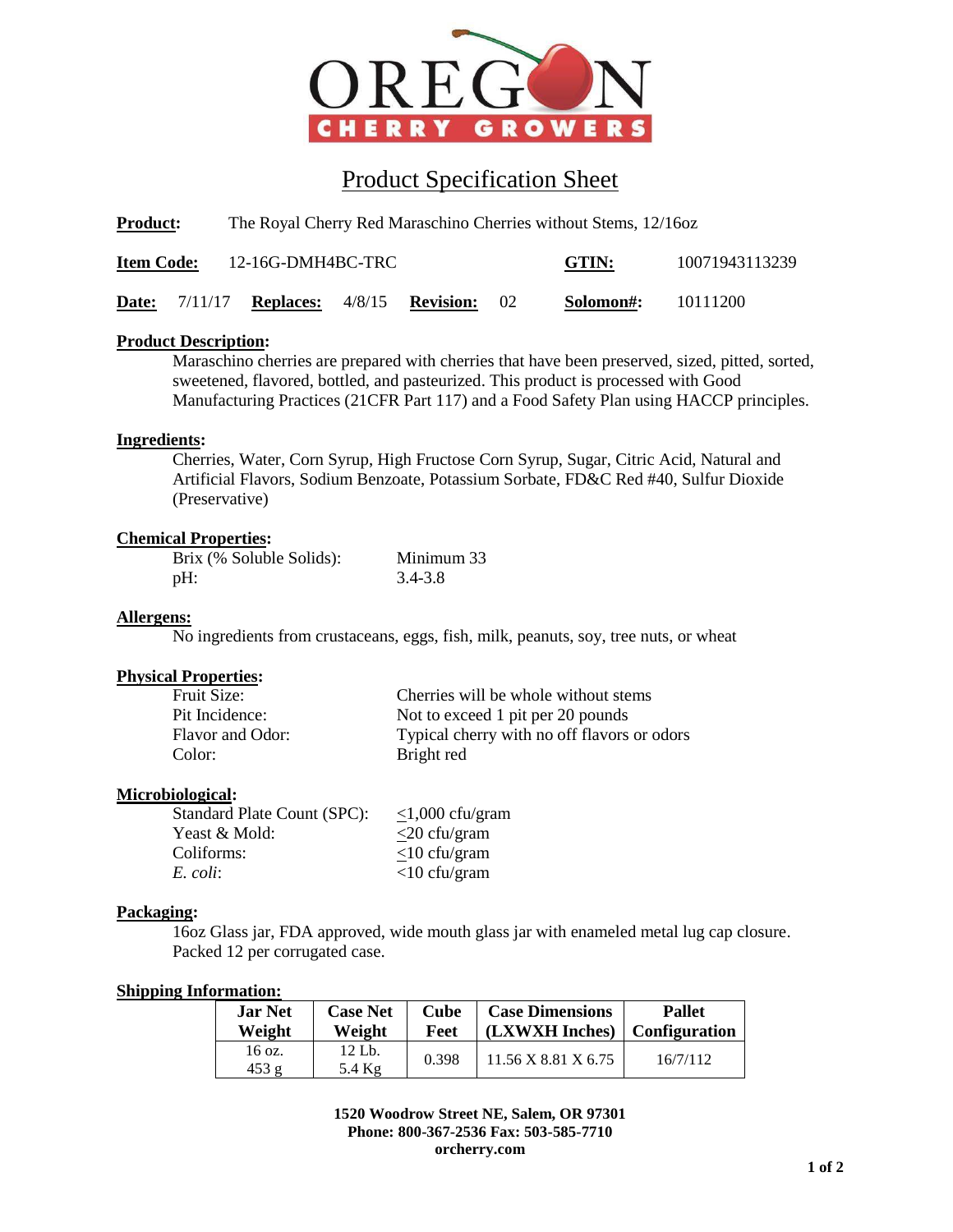**OREGON CHERRY GROWERS**

# Product Specification Sheet

**Product:** The Royal Cherry Red Maraschino Cherries without Stems, 12/16oz

**Item Code:** 12-16G-DMH4BC-TRC **GTIN:** 10071943113239

**Date:** 7/11/17 **Replaces:** 4/8/15 **Revision:** 02 **Solomon#:** 10111200

**Product Description:**

Maraschino cherries are prepared with cherries that have been preserved, sized, pitted, sorted, sweetened, flavored, bottled, and pasteurized. This product is processed with Good Manufacturing Practices (21CFR Part 117) and a Food Safety Plan using HACCP principles.

**Ingredients:**

Cherries, Water, Corn Syrup, High Fructose Corn Syrup, Sugar, Citric Acid, Natural and Artificial Flavors, Sodium Benzoate, Potassium Sorbate, FD&C Red #40, Sulfur Dioxide (Preservative)

**Chemical Properties:**

| | |
|---|---|
| Brix (% Soluble Solids): | Minimum 33 |
| pH: | 3.4-3.8 |

**Allergens:**

No ingredients from crustaceans, eggs, fish, milk, peanuts, soy, tree nuts, or wheat

**Physical Properties:**

| | |
|---|---|
| Fruit Size: | Cherries will be whole without stems |
| Pit Incidence: | Not to exceed 1 pit per 20 pounds |
| Flavor and Odor: | Typical cherry with no off flavors or odors |
| Color: | Bright red |

**Microbiological:**

| | |
|---|---|
| Standard Plate Count (SPC): | $\leq$1,000 cfu/gram |
| Yeast & Mold: | $\leq$20 cfu/gram |
| Coliforms: | $\leq$10 cfu/gram |
| *E. coli*: | <10 cfu/gram |

**Packaging:**

16oz Glass jar, FDA approved, wide mouth glass jar with enameled metal lug cap closure. Packed 12 per corrugated case.

**Shipping Information:**

| Jar Net Weight | Case Net Weight | Cube Feet | Case Dimensions (LXWXH Inches) | Pallet Configuration |
|---|---|---|---|---|
| 16 oz. 453 g | 12 Lb. 5.4 Kg | 0.398 | 11.56 X 8.81 X 6.75 | 16/7/112 |

**1520 Woodrow Street NE, Salem, OR 97301**
**Phone: 800-367-2536 Fax: 503-585-7710**
**orcherry.com**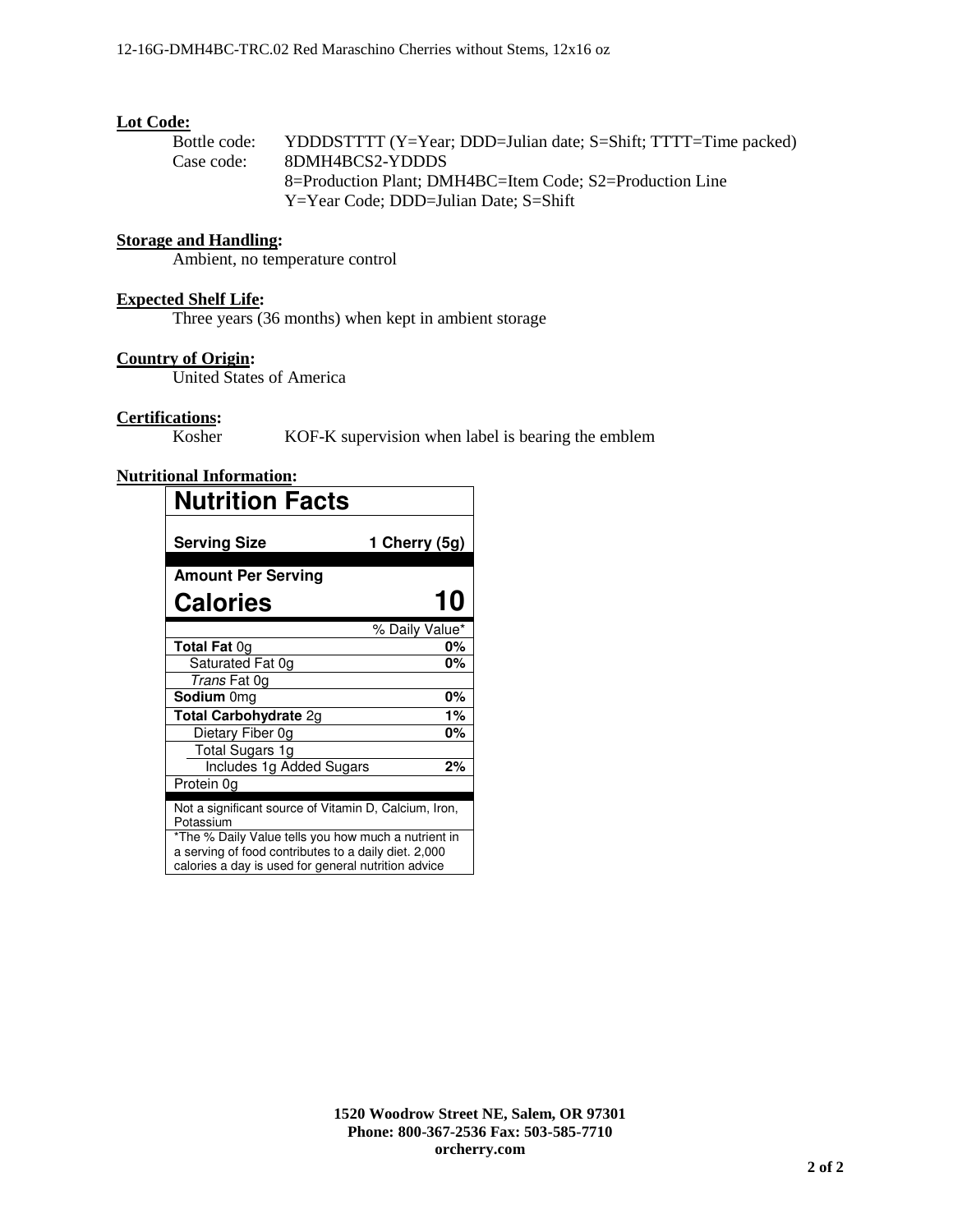**Lot Code:**

Bottle code: YDDDSTTTT (Y=Year; DDD=Julian date; S=Shift; TTTT=Time packed)

Case code: 8DMH4BCS2-YDDDS
8=Production Plant; DMH4BC=Item Code; S2=Production Line
Y=Year Code; DDD=Julian Date; S=Shift

**Storage and Handling:**

Ambient, no temperature control

**Expected Shelf Life:**

Three years (36 months) when kept in ambient storage

**Country of Origin:**

United States of America

**Certifications:**

Kosher KOF-K supervision when label is bearing the emblem

**Nutritional Information:**

| Nutrition Facts | |
|---|---|
| **Serving Size** | **1 Cherry (5g)** |
| **Amount Per Serving** | |
| **Calories** | **10** |
| | % Daily Value* |
| **Total Fat** 0g | **0%** |
| Saturated Fat 0g | **0%** |
| *Trans* Fat 0g | |
| **Sodium** 0mg | **0%** |
| **Total Carbohydrate** 2g | **1%** |
| Dietary Fiber 0g | **0%** |
| Total Sugars 1g | |
| Includes 1g Added Sugars | **2%** |
| Protein 0g | |
| Not a significant source of Vitamin D, Calcium, Iron, Potassium | |
| *The % Daily Value tells you how much a nutrient in a serving of food contributes to a daily diet. 2,000 calories a day is used for general nutrition advice | |

**1520 Woodrow Street NE, Salem, OR 97301**
**Phone: 800-367-2536 Fax: 503-585-7710**
**orcherry.com**